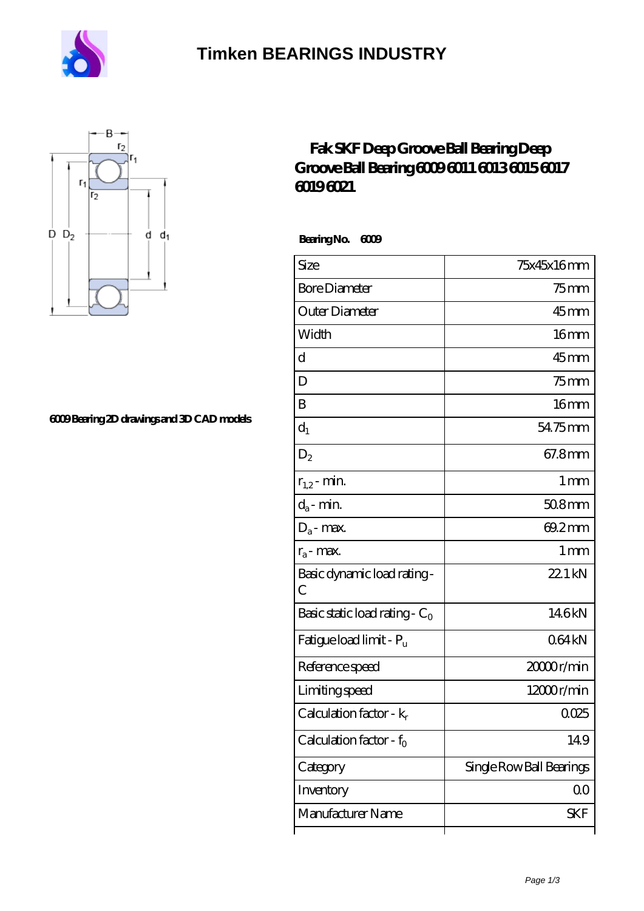# Timken BEARINGS INDUSTRY

6009 Bearing 2D drawings and 3D CAD models

## Fak SKF Deep Groove Ball Bearing Deep Groove Ball Bearing 6009 6011 6013 6015 6017 6019 6021

**Bearing No. 6009**

| | |
|---|---|
| Size | 75x45x16 mm |
| Bore Diameter | 75 mm |
| Outer Diameter | 45 mm |
| Width | 16 mm |
| d | 45 mm |
| D | 75 mm |
| B | 16 mm |
| $d_1$ | 54.75 mm |
| $D_2$ | 67.8 mm |
| $r_{1,2}$ - min. | 1 mm |
| $d_a$ - min. | 50.8 mm |
| $D_a$ - max. | 69.2 mm |
| $r_a$ - max. | 1 mm |
| Basic dynamic load rating - C | 22.1 kN |
| Basic static load rating - $C_0$ | 14.6 kN |
| Fatigue load limit - $P_u$ | 0.64 kN |
| Reference speed | 20000 r/min |
| Limiting speed | 12000 r/min |
| Calculation factor - $k_r$ | 0.025 |
| Calculation factor - $f_0$ | 14.9 |
| Category | Single Row Ball Bearings |
| Inventory | 0.0 |
| Manufacturer Name | SKF |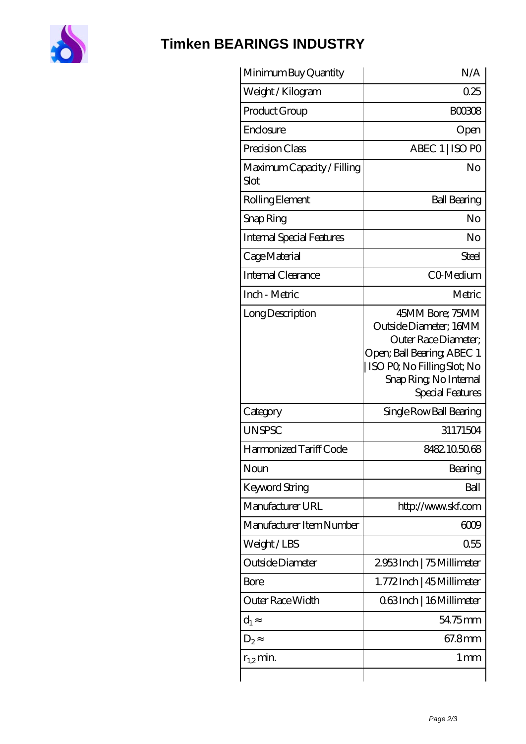# Timken BEARINGS INDUSTRY

| | |
|---|---|
| Minimum Buy Quantity | N/A |
| Weight / Kilogram | 0.25 |
| Product Group | B00308 |
| Enclosure | Open |
| Precision Class | ABEC 1 \| ISO P0 |
| Maximum Capacity / Filling Slot | No |
| Rolling Element | Ball Bearing |
| Snap Ring | No |
| Internal Special Features | No |
| Cage Material | Steel |
| Internal Clearance | C0-Medium |
| Inch - Metric | Metric |
| Long Description | 45MM Bore; 75MM Outside Diameter; 16MM Outer Race Diameter; Open; Ball Bearing; ABEC 1 \| ISO P0; No Filling Slot; No Snap Ring; No Internal Special Features |
| Category | Single Row Ball Bearing |
| UNSPSC | 31171504 |
| Harmonized Tariff Code | 8482.10.50.68 |
| Noun | Bearing |
| Keyword String | Ball |
| Manufacturer URL | http://www.skf.com |
| Manufacturer Item Number | 6009 |
| Weight / LBS | 0.55 |
| Outside Diameter | 2.953 Inch \| 75 Millimeter |
| Bore | 1.772 Inch \| 45 Millimeter |
| Outer Race Width | 0.63 Inch \| 16 Millimeter |
| $d_1 \approx$ | 54.75 mm |
| $D_2 \approx$ | 67.8 mm |
| $r_{1,2}$ min. | 1 mm |
| | |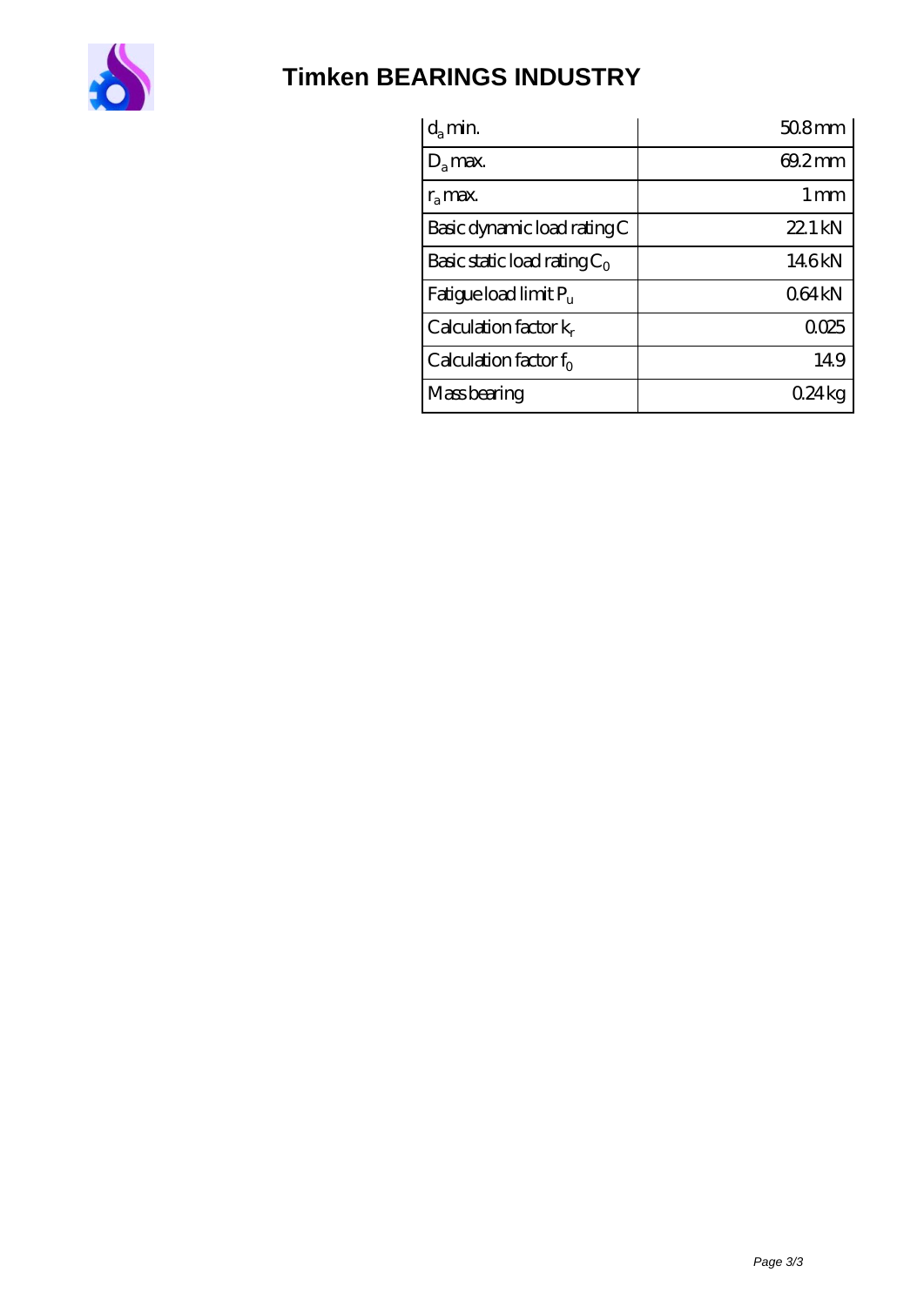| | |
|---|---|
| $d_a$ min. | 50.8 mm |
| $D_a$ max. | 69.2 mm |
| $r_a$ max. | 1 mm |
| Basic dynamic load rating C | 22.1 kN |
| Basic static load rating $C_0$ | 14.6 kN |
| Fatigue load limit $P_u$ | 0.64 kN |
| Calculation factor $k_r$ | 0.025 |
| Calculation factor $f_0$ | 14.9 |
| Mass bearing | 0.24 kg |